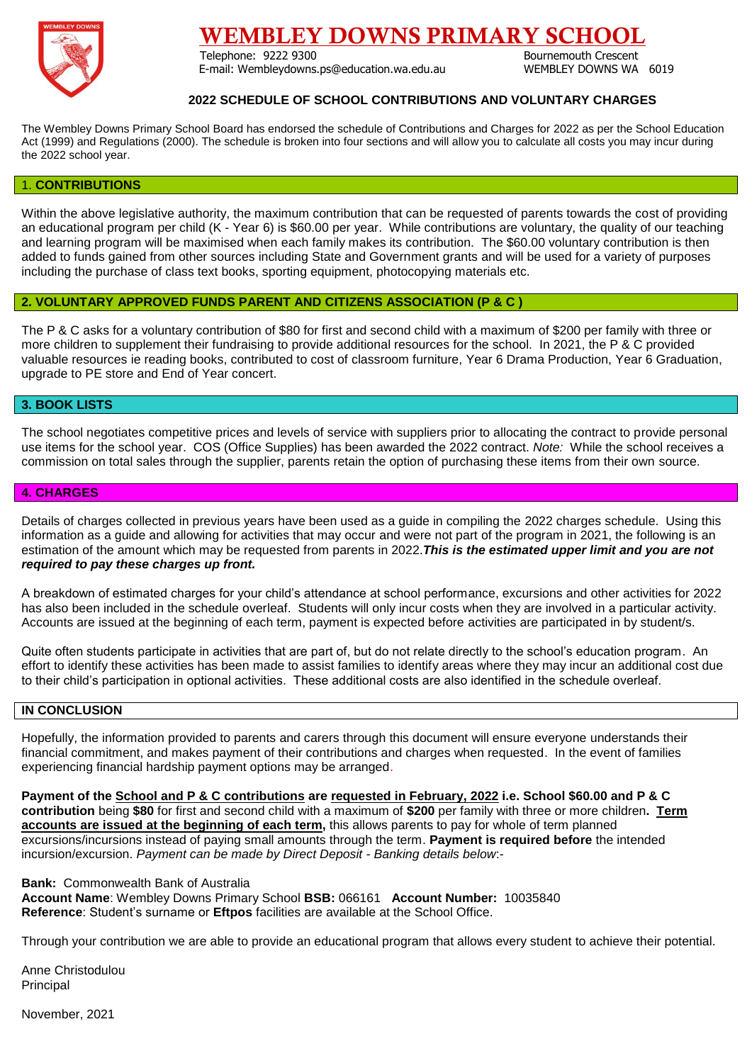# WEMBLEY DOWNS PRIMARY SCHOOL

Telephone: 9222 9300
E-mail: Wembleydowns.ps@education.wa.edu.au

Bournemouth Crescent
WEMBLEY DOWNS WA 6019

## 2022 SCHEDULE OF SCHOOL CONTRIBUTIONS AND VOLUNTARY CHARGES

The Wembley Downs Primary School Board has endorsed the schedule of Contributions and Charges for 2022 as per the School Education Act (1999) and Regulations (2000). The schedule is broken into four sections and will allow you to calculate all costs you may incur during the 2022 school year.

### 1. CONTRIBUTIONS

Within the above legislative authority, the maximum contribution that can be requested of parents towards the cost of providing an educational program per child (K - Year 6) is $60.00 per year. While contributions are voluntary, the quality of our teaching and learning program will be maximised when each family makes its contribution. The $60.00 voluntary contribution is then added to funds gained from other sources including State and Government grants and will be used for a variety of purposes including the purchase of class text books, sporting equipment, photocopying materials etc.

### 2. VOLUNTARY APPROVED FUNDS PARENT AND CITIZENS ASSOCIATION (P & C )

The P & C asks for a voluntary contribution of $80 for first and second child with a maximum of $200 per family with three or more children to supplement their fundraising to provide additional resources for the school. In 2021, the P & C provided valuable resources ie reading books, contributed to cost of classroom furniture, Year 6 Drama Production, Year 6 Graduation, upgrade to PE store and End of Year concert.

### 3. BOOK LISTS

The school negotiates competitive prices and levels of service with suppliers prior to allocating the contract to provide personal use items for the school year. COS (Office Supplies) has been awarded the 2022 contract. *Note:* While the school receives a commission on total sales through the supplier, parents retain the option of purchasing these items from their own source.

### 4. CHARGES

Details of charges collected in previous years have been used as a guide in compiling the 2022 charges schedule. Using this information as a guide and allowing for activities that may occur and were not part of the program in 2021, the following is an estimation of the amount which may be requested from parents in 2022.***This is the estimated upper limit and you are not required to pay these charges up front.***

A breakdown of estimated charges for your child's attendance at school performance, excursions and other activities for 2022 has also been included in the schedule overleaf. Students will only incur costs when they are involved in a particular activity. Accounts are issued at the beginning of each term, payment is expected before activities are participated in by student/s.

Quite often students participate in activities that are part of, but do not relate directly to the school's education program. An effort to identify these activities has been made to assist families to identify areas where they may incur an additional cost due to their child's participation in optional activities. These additional costs are also identified in the schedule overleaf.

### IN CONCLUSION

Hopefully, the information provided to parents and carers through this document will ensure everyone understands their financial commitment, and makes payment of their contributions and charges when requested. In the event of families experiencing financial hardship payment options may be arranged.

**Payment of the <u>School and P & C contributions</u> are <u>requested in February, 2022</u> i.e. School $60.00 and P & C contribution** being **$80** for first and second child with a maximum of **$200** per family with three or more children**. <u>Term accounts are issued at the beginning of each term,</u>** this allows parents to pay for whole of term planned excursions/incursions instead of paying small amounts through the term. **Payment is required before** the intended incursion/excursion. *Payment can be made by Direct Deposit - Banking details below*:-

**Bank:** Commonwealth Bank of Australia
**Account Name**: Wembley Downs Primary School **BSB:** 066161 **Account Number:** 10035840
**Reference**: Student's surname or **Eftpos** facilities are available at the School Office.

Through your contribution we are able to provide an educational program that allows every student to achieve their potential.

Anne Christodulou
Principal

November, 2021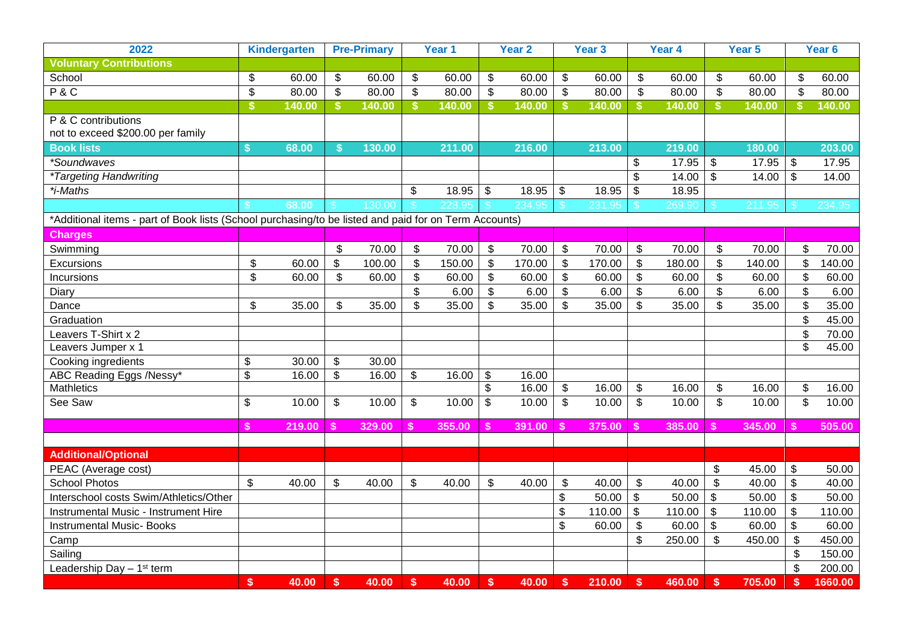| 2022 | Kindergarten | Pre-Primary | Year 1 | Year 2 | Year 3 | Year 4 | Year 5 | Year 6 |
|---|---|---|---|---|---|---|---|---|
| **Voluntary Contributions** | | | | | | | | |
| School | $ 60.00 | $ 60.00 | $ 60.00 | $ 60.00 | $ 60.00 | $ 60.00 | $ 60.00 | $ 60.00 |
| P & C | $ 80.00 | $ 80.00 | $ 80.00 | $ 80.00 | $ 80.00 | $ 80.00 | $ 80.00 | $ 80.00 |
| | **$ 140.00** | **$ 140.00** | **$ 140.00** | **$ 140.00** | **$ 140.00** | **$ 140.00** | **$ 140.00** | **$ 140.00** |
| P & C contributions not to exceed $200.00 per family | | | | | | | | |
| **Book lists** | **$ 68.00** | **$ 130.00** | **211.00** | **216.00** | **213.00** | **219.00** | **180.00** | **203.00** |
| *Soundwaves* | | | | | | $ 17.95 | $ 17.95 | $ 17.95 |
| *Targeting Handwriting* | | | | | | $ 14.00 | $ 14.00 | $ 14.00 |
| *i-Maths* | | | $ 18.95 | $ 18.95 | $ 18.95 | $ 18.95 | | |
| | $ 68.00 | $ 130.00 | $ 228.95 | $ 234.95 | $ 231.95 | $ 269.90 | $ 211.95 | $ 234.95 |
| *Additional items - part of Book lists (School purchasing/to be listed and paid for on Term Accounts) | | | | | | | | |
| **Charges** | | | | | | | | |
| Swimming | | $ 70.00 | $ 70.00 | $ 70.00 | $ 70.00 | $ 70.00 | $ 70.00 | $ 70.00 |
| Excursions | $ 60.00 | $ 100.00 | $ 150.00 | $ 170.00 | $ 170.00 | $ 180.00 | $ 140.00 | $ 140.00 |
| Incursions | $ 60.00 | $ 60.00 | $ 60.00 | $ 60.00 | $ 60.00 | $ 60.00 | $ 60.00 | $ 60.00 |
| Diary | | | $ 6.00 | $ 6.00 | $ 6.00 | $ 6.00 | $ 6.00 | $ 6.00 |
| Dance | $ 35.00 | $ 35.00 | $ 35.00 | $ 35.00 | $ 35.00 | $ 35.00 | $ 35.00 | $ 35.00 |
| Graduation | | | | | | | | $ 45.00 |
| Leavers T-Shirt x 2 | | | | | | | | $ 70.00 |
| Leavers Jumper x 1 | | | | | | | | $ 45.00 |
| Cooking ingredients | $ 30.00 | $ 30.00 | | | | | | |
| ABC Reading Eggs /Nessy* | $ 16.00 | $ 16.00 | $ 16.00 | $ 16.00 | | | | |
| Mathletics | | | | $ 16.00 | $ 16.00 | $ 16.00 | $ 16.00 | $ 16.00 |
| See Saw | $ 10.00 | $ 10.00 | $ 10.00 | $ 10.00 | $ 10.00 | $ 10.00 | $ 10.00 | $ 10.00 |
| | **$ 219.00** | **$ 329.00** | **$ 355.00** | **$ 391.00** | **$ 375.00** | **$ 385.00** | **$ 345.00** | **$ 505.00** |
| | | | | | | | | |
| **Additional/Optional** | | | | | | | | |
| PEAC (Average cost) | | | | | | | $ 45.00 | $ 50.00 |
| School Photos | $ 40.00 | $ 40.00 | $ 40.00 | $ 40.00 | $ 40.00 | $ 40.00 | $ 40.00 | $ 40.00 |
| Interschool costs Swim/Athletics/Other | | | | | $ 50.00 | $ 50.00 | $ 50.00 | $ 50.00 |
| Instrumental Music - Instrument Hire | | | | | $ 110.00 | $ 110.00 | $ 110.00 | $ 110.00 |
| Instrumental Music- Books | | | | | $ 60.00 | $ 60.00 | $ 60.00 | $ 60.00 |
| Camp | | | | | | $ 250.00 | $ 450.00 | $ 450.00 |
| Sailing | | | | | | | | $ 150.00 |
| Leadership Day – 1st term | | | | | | | | $ 200.00 |
| | **$ 40.00** | **$ 40.00** | **$ 40.00** | **$ 40.00** | **$ 210.00** | **$ 460.00** | **$ 705.00** | **$ 1660.00** |